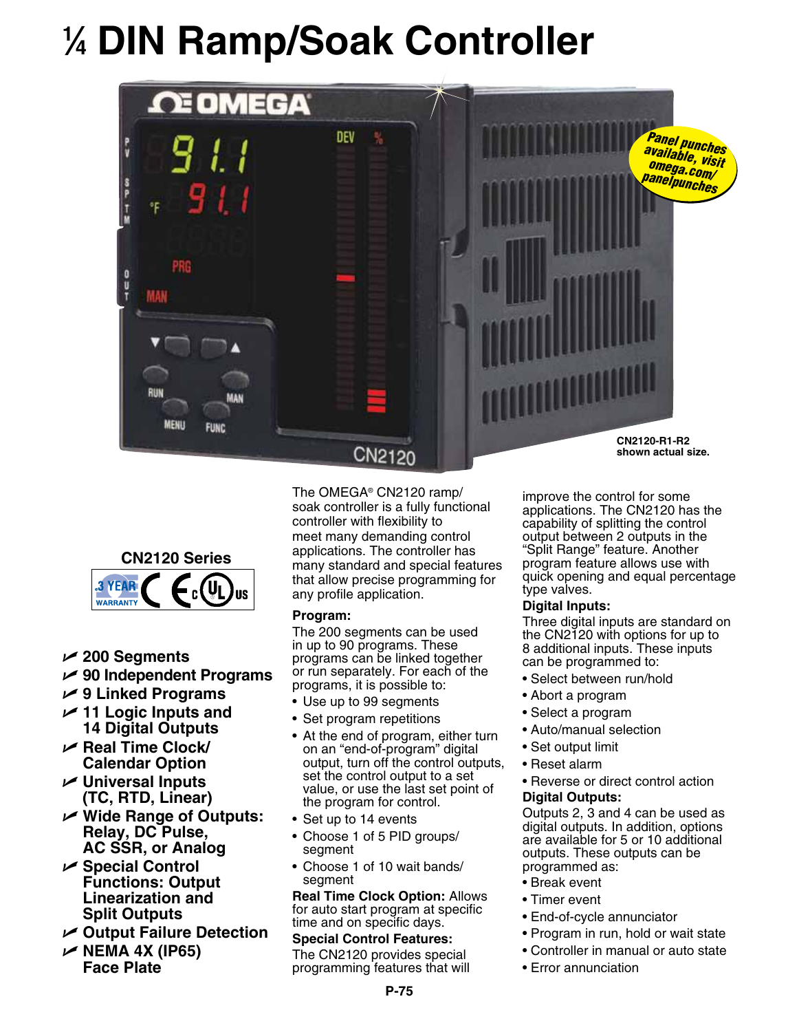# ¼ DIN Ramp/Soak Controller

Panel punches available, visit omega.com/panelpunches

CN2120-R1-R2 shown actual size.

**CN2120 Series**

- **200 Segments**
- **90 Independent Programs**
- **9 Linked Programs**
- **11 Logic Inputs and 14 Digital Outputs**
- **Real Time Clock/ Calendar Option**
- **Universal Inputs (TC, RTD, Linear)**
- **Wide Range of Outputs: Relay, DC Pulse, AC SSR, or Analog**
- **Special Control Functions: Output Linearization and Split Outputs**
- **Output Failure Detection**
- **NEMA 4X (IP65) Face Plate**

The OMEGA® CN2120 ramp/ soak controller is a fully functional controller with flexibility to meet many demanding control applications. The controller has many standard and special features that allow precise programming for any profile application.

**Program:**

The 200 segments can be used in up to 90 programs. These programs can be linked together or run separately. For each of the programs, it is possible to:

- Use up to 99 segments
- Set program repetitions
- At the end of program, either turn on an "end-of-program" digital output, turn off the control outputs, set the control output to a set value, or use the last set point of the program for control.
- Set up to 14 events
- Choose 1 of 5 PID groups/ segment
- Choose 1 of 10 wait bands/ segment

**Real Time Clock Option:** Allows for auto start program at specific time and on specific days.

**Special Control Features:**

The CN2120 provides special programming features that will improve the control for some applications. The CN2120 has the capability of splitting the control output between 2 outputs in the "Split Range" feature. Another program feature allows use with quick opening and equal percentage type valves.

**Digital Inputs:**

Three digital inputs are standard on the CN2120 with options for up to 8 additional inputs. These inputs can be programmed to:

- Select between run/hold
- Abort a program
- Select a program
- Auto/manual selection
- Set output limit
- Reset alarm
- Reverse or direct control action

**Digital Outputs:**

Outputs 2, 3 and 4 can be used as digital outputs. In addition, options are available for 5 or 10 additional outputs. These outputs can be programmed as:

- Break event
- Timer event
- End-of-cycle annunciator
- Program in run, hold or wait state
- Controller in manual or auto state
- Error annunciation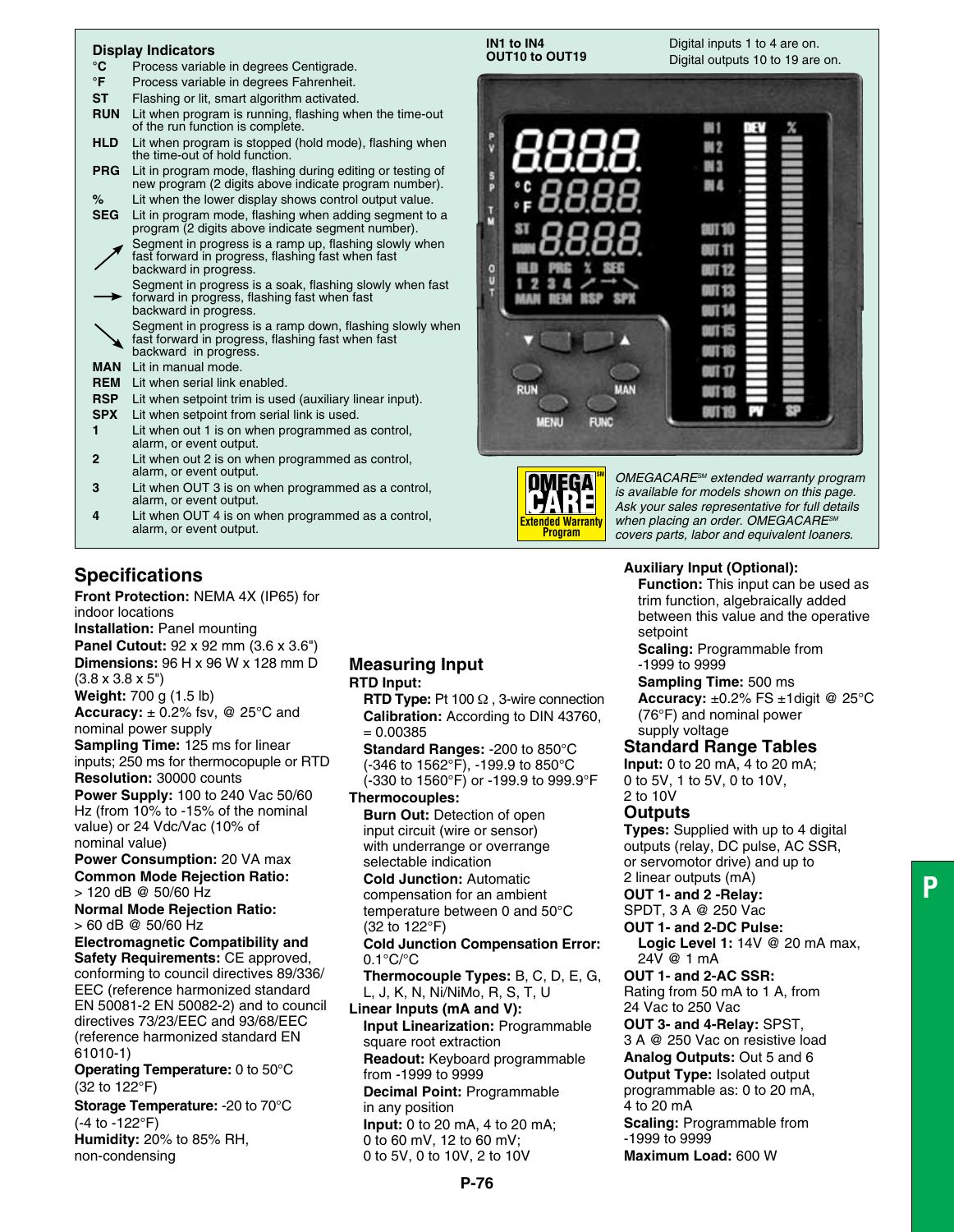## Display Indicators

**°C** Process variable in degrees Centigrade.
**°F** Process variable in degrees Fahrenheit.
**ST** Flashing or lit, smart algorithm activated.
**RUN** Lit when program is running, flashing when the time-out of the run function is complete.
**HLD** Lit when program is stopped (hold mode), flashing when the time-out of hold function.
**PRG** Lit in program mode, flashing during editing or testing of new program (2 digits above indicate program number).
**%** Lit when the lower display shows control output value.
**SEG** Lit in program mode, flashing when adding segment to a program (2 digits above indicate segment number).
**↗** Segment in progress is a ramp up, flashing slowly when fast forward in progress, flashing fast when fast backward in progress.
**→** Segment in progress is a soak, flashing slowly when fast forward in progress, flashing fast when fast backward in progress.
**↘** Segment in progress is a ramp down, flashing slowly when fast forward in progress, flashing fast when fast backward in progress.
**MAN** Lit in manual mode.
**REM** Lit when serial link enabled.
**RSP** Lit when setpoint trim is used (auxiliary linear input).
**SPX** Lit when setpoint from serial link is used.
**1** Lit when out 1 is on when programmed as control, alarm, or event output.
**2** Lit when out 2 is on when programmed as control, alarm, or event output.
**3** Lit when OUT 3 is on when programmed as a control, alarm, or event output.
**4** Lit when OUT 4 is on when programmed as a control, alarm, or event output.

**IN1 to IN4** Digital inputs 1 to 4 are on.
**OUT10 to OUT19** Digital outputs 10 to 19 are on.

OMEGACARE Extended Warranty Program

*OMEGACARE℠ extended warranty program is available for models shown on this page. Ask your sales representative for full details when placing an order. OMEGACARE℠ covers parts, labor and equivalent loaners.*

## Specifications

**Front Protection:** NEMA 4X (IP65) for indoor locations
**Installation:** Panel mounting
**Panel Cutout:** 92 x 92 mm (3.6 x 3.6")
**Dimensions:** 96 H x 96 W x 128 mm D (3.8 x 3.8 x 5")
**Weight:** 700 g (1.5 lb)
**Accuracy:** ± 0.2% fsv, @ 25°C and nominal power supply
**Sampling Time:** 125 ms for linear inputs; 250 ms for thermocouple or RTD
**Resolution:** 30000 counts
**Power Supply:** 100 to 240 Vac 50/60 Hz (from 10% to -15% of the nominal value) or 24 Vdc/Vac (10% of nominal value)
**Power Consumption:** 20 VA max
**Common Mode Rejection Ratio:** > 120 dB @ 50/60 Hz
**Normal Mode Rejection Ratio:** > 60 dB @ 50/60 Hz
**Electromagnetic Compatibility and Safety Requirements:** CE approved, conforming to council directives 89/336/EEC (reference harmonized standard EN 50081-2 EN 50082-2) and to council directives 73/23/EEC and 93/68/EEC (reference harmonized standard EN 61010-1)
**Operating Temperature:** 0 to 50°C (32 to 122°F)
**Storage Temperature:** -20 to 70°C (-4 to -122°F)
**Humidity:** 20% to 85% RH, non-condensing

## Measuring Input

**RTD Input:**
**RTD Type:** Pt 100 Ω , 3-wire connection
**Calibration:** According to DIN 43760, = 0.00385
**Standard Ranges:** -200 to 850°C (-346 to 1562°F), -199.9 to 850°C (-330 to 1560°F) or -199.9 to 999.9°F

**Thermocouples:**
**Burn Out:** Detection of open input circuit (wire or sensor) with underrange or overrange selectable indication
**Cold Junction:** Automatic compensation for an ambient temperature between 0 and 50°C (32 to 122°F)
**Cold Junction Compensation Error:** 0.1°C/°C
**Thermocouple Types:** B, C, D, E, G, L, J, K, N, Ni/NiMo, R, S, T, U

**Linear Inputs (mA and V):**
**Input Linearization:** Programmable square root extraction
**Readout:** Keyboard programmable from -1999 to 9999
**Decimal Point:** Programmable in any position
**Input:** 0 to 20 mA, 4 to 20 mA; 0 to 60 mV, 12 to 60 mV; 0 to 5V, 0 to 10V, 2 to 10V

**Auxiliary Input (Optional):**
**Function:** This input can be used as trim function, algebraically added between this value and the operative setpoint
**Scaling:** Programmable from -1999 to 9999
**Sampling Time:** 500 ms
**Accuracy:** ±0.2% FS ±1digit @ 25°C (76°F) and nominal power supply voltage

## Standard Range Tables

**Input:** 0 to 20 mA, 4 to 20 mA; 0 to 5V, 1 to 5V, 0 to 10V, 2 to 10V

## Outputs

**Types:** Supplied with up to 4 digital outputs (relay, DC pulse, AC SSR, or servomotor drive) and up to 2 linear outputs (mA)
**OUT 1- and 2 -Relay:** SPDT, 3 A @ 250 Vac
**OUT 1- and 2-DC Pulse:**
**Logic Level 1:** 14V @ 20 mA max, 24V @ 1 mA
**OUT 1- and 2-AC SSR:** Rating from 50 mA to 1 A, from 24 Vac to 250 Vac
**OUT 3- and 4-Relay:** SPST, 3 A @ 250 Vac on resistive load
**Analog Outputs:** Out 5 and 6
**Output Type:** Isolated output programmable as: 0 to 20 mA, 4 to 20 mA
**Scaling:** Programmable from -1999 to 9999
**Maximum Load:** 600 W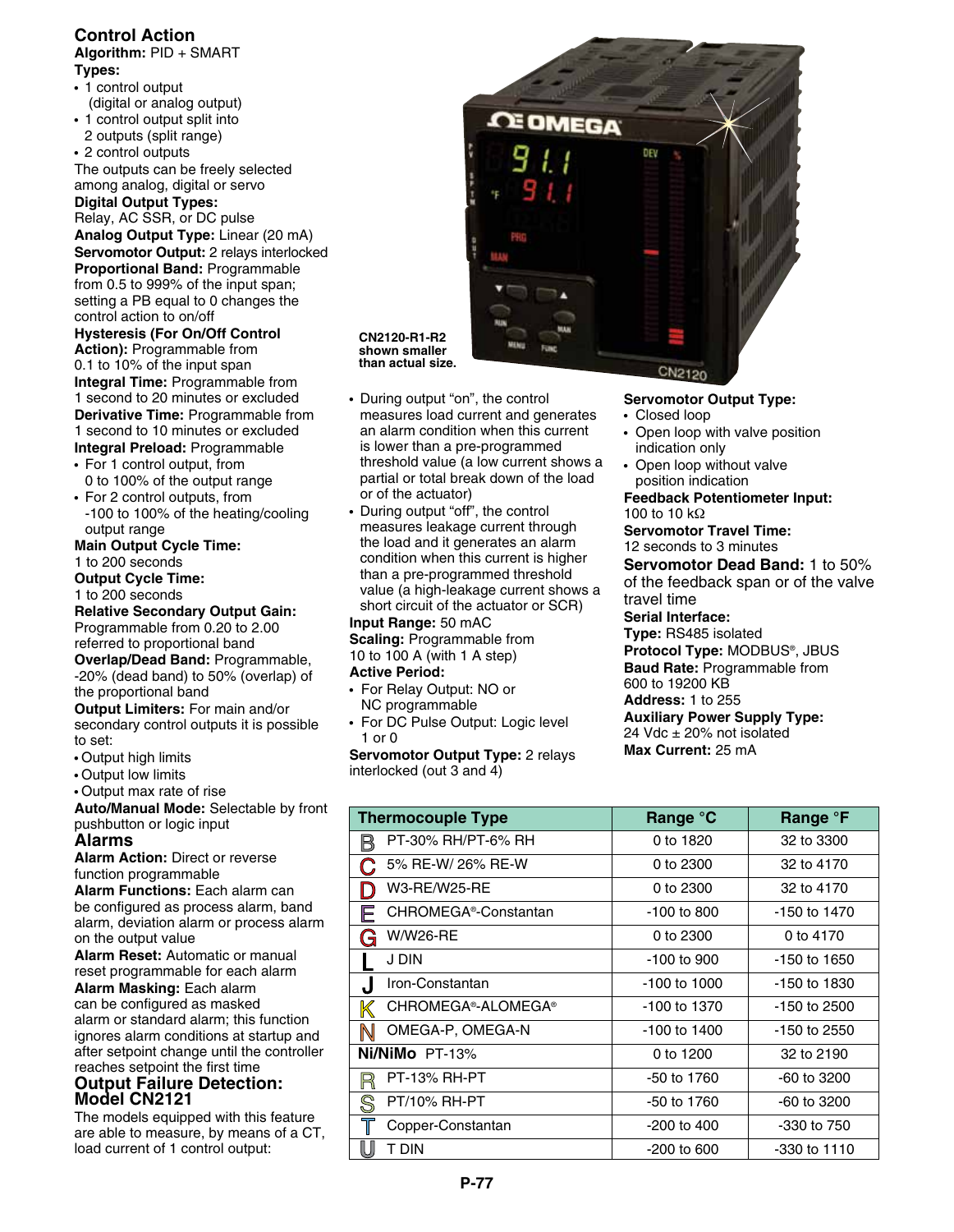## Control Action

**Algorithm:** PID + SMART

**Types:**

- 1 control output (digital or analog output)
- 1 control output split into 2 outputs (split range)
- 2 control outputs

The outputs can be freely selected among analog, digital or servo

**Digital Output Types:** Relay, AC SSR, or DC pulse

**Analog Output Type:** Linear (20 mA)

**Servomotor Output:** 2 relays interlocked

**Proportional Band:** Programmable from 0.5 to 999% of the input span; setting a PB equal to 0 changes the control action to on/off

**Hysteresis (For On/Off Control Action):** Programmable from 0.1 to 10% of the input span

**Integral Time:** Programmable from 1 second to 20 minutes or excluded

**Derivative Time:** Programmable from 1 second to 10 minutes or excluded

**Integral Preload:** Programmable

- For 1 control output, from 0 to 100% of the output range
- For 2 control outputs, from -100 to 100% of the heating/cooling output range

**Main Output Cycle Time:** 1 to 200 seconds

**Output Cycle Time:** 1 to 200 seconds

**Relative Secondary Output Gain:** Programmable from 0.20 to 2.00 referred to proportional band

**Overlap/Dead Band:** Programmable, -20% (dead band) to 50% (overlap) of the proportional band

**Output Limiters:** For main and/or secondary control outputs it is possible to set:

- Output high limits
- Output low limits
- Output max rate of rise

**Auto/Manual Mode:** Selectable by front pushbutton or logic input

## Alarms

**Alarm Action:** Direct or reverse function programmable

**Alarm Functions:** Each alarm can be configured as process alarm, band alarm, deviation alarm or process alarm on the output value

**Alarm Reset:** Automatic or manual reset programmable for each alarm

**Alarm Masking:** Each alarm can be configured as masked alarm or standard alarm; this function ignores alarm conditions at startup and after setpoint change until the controller reaches setpoint the first time

## Output Failure Detection: Model CN2121

The models equipped with this feature are able to measure, by means of a CT, load current of 1 control output:

CN2120-R1-R2 shown smaller than actual size.

- During output "on", the control measures load current and generates an alarm condition when this current is lower than a pre-programmed threshold value (a low current shows a partial or total break down of the load or of the actuator)
- During output "off", the control measures leakage current through the load and it generates an alarm condition when this current is higher than a pre-programmed threshold value (a high-leakage current shows a short circuit of the actuator or SCR)

**Input Range:** 50 mAC

**Scaling:** Programmable from 10 to 100 A (with 1 A step)

**Active Period:**

- For Relay Output: NO or NC programmable
- For DC Pulse Output: Logic level 1 or 0

**Servomotor Output Type:** 2 relays interlocked (out 3 and 4)

**Servomotor Output Type:**

- Closed loop
- Open loop with valve position indication only
- Open loop without valve position indication

**Feedback Potentiometer Input:** 100 to 10 kΩ

**Servomotor Travel Time:** 12 seconds to 3 minutes

**Servomotor Dead Band:** 1 to 50% of the feedback span or of the valve travel time

**Serial Interface:**

**Type:** RS485 isolated

**Protocol Type:** MODBUS®, JBUS

**Baud Rate:** Programmable from 600 to 19200 KB

**Address:** 1 to 255

**Auxiliary Power Supply Type:** 24 Vdc ± 20% not isolated

**Max Current:** 25 mA

| Thermocouple Type | | Range °C | Range °F |
|---|---|---|---|
| B | PT-30% RH/PT-6% RH | 0 to 1820 | 32 to 3300 |
| C | 5% RE-W/ 26% RE-W | 0 to 2300 | 32 to 4170 |
| D | W3-RE/W25-RE | 0 to 2300 | 32 to 4170 |
| E | CHROMEGA®-Constantan | -100 to 800 | -150 to 1470 |
| G | W/W26-RE | 0 to 2300 | 0 to 4170 |
| L | J DIN | -100 to 900 | -150 to 1650 |
| J | Iron-Constantan | -100 to 1000 | -150 to 1830 |
| K | CHROMEGA®-ALOMEGA® | -100 to 1370 | -150 to 2500 |
| N | OMEGA-P, OMEGA-N | -100 to 1400 | -150 to 2550 |
| Ni/NiMo | PT-13% | 0 to 1200 | 32 to 2190 |
| R | PT-13% RH-PT | -50 to 1760 | -60 to 3200 |
| S | PT/10% RH-PT | -50 to 1760 | -60 to 3200 |
| T | Copper-Constantan | -200 to 400 | -330 to 750 |
| U | T DIN | -200 to 600 | -330 to 1110 |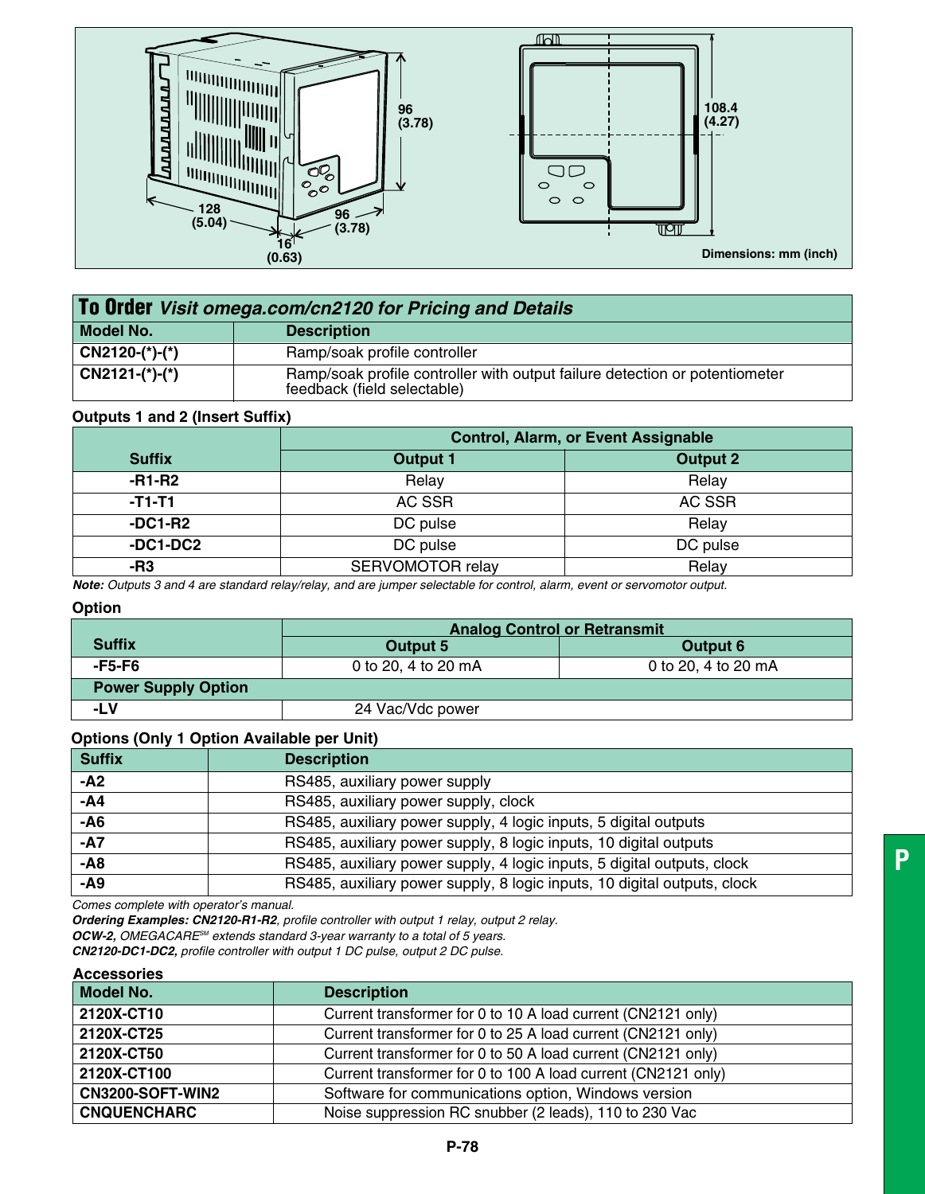96
(3.78)

128
(5.04)

96
(3.78)

16
(0.63)

108.4
(4.27)

Dimensions: mm (inch)

## To Order *Visit omega.com/cn2120 for Pricing and Details*

| Model No. | Description |
|---|---|
| CN2120-(*)-(*) | Ramp/soak profile controller |
| CN2121-(*)-(*) | Ramp/soak profile controller with output failure detection or potentiometer feedback (field selectable) |

**Outputs 1 and 2 (Insert Suffix)**

| Suffix | Control, Alarm, or Event Assignable | |
|---|---|---|
| | Output 1 | Output 2 |
| -R1-R2 | Relay | Relay |
| -T1-T1 | AC SSR | AC SSR |
| -DC1-R2 | DC pulse | Relay |
| -DC1-DC2 | DC pulse | DC pulse |
| -R3 | SERVOMOTOR relay | Relay |

***Note:*** *Outputs 3 and 4 are standard relay/relay, and are jumper selectable for control, alarm, event or servomotor output.*

**Option**

| Suffix | Analog Control or Retransmit | |
|---|---|---|
| | Output 5 | Output 6 |
| -F5-F6 | 0 to 20, 4 to 20 mA | 0 to 20, 4 to 20 mA |
| **Power Supply Option** | | |
| -LV | 24 Vac/Vdc power | |

**Options (Only 1 Option Available per Unit)**

| Suffix | Description |
|---|---|
| -A2 | RS485, auxiliary power supply |
| -A4 | RS485, auxiliary power supply, clock |
| -A6 | RS485, auxiliary power supply, 4 logic inputs, 5 digital outputs |
| -A7 | RS485, auxiliary power supply, 8 logic inputs, 10 digital outputs |
| -A8 | RS485, auxiliary power supply, 4 logic inputs, 5 digital outputs, clock |
| -A9 | RS485, auxiliary power supply, 8 logic inputs, 10 digital outputs, clock |

*Comes complete with operator's manual.*
***Ordering Examples: CN2120-R1-R2**, profile controller with output 1 relay, output 2 relay.*
***OCW-2**, OMEGACARE[SM] extends standard 3-year warranty to a total of 5 years.*
***CN2120-DC1-DC2,** profile controller with output 1 DC pulse, output 2 DC pulse.*

**Accessories**

| Model No. | Description |
|---|---|
| 2120X-CT10 | Current transformer for 0 to 10 A load current (CN2121 only) |
| 2120X-CT25 | Current transformer for 0 to 25 A load current (CN2121 only) |
| 2120X-CT50 | Current transformer for 0 to 50 A load current (CN2121 only) |
| 2120X-CT100 | Current transformer for 0 to 100 A load current (CN2121 only) |
| CN3200-SOFT-WIN2 | Software for communications option, Windows version |
| CNQUENCHARC | Noise suppression RC snubber (2 leads), 110 to 230 Vac |